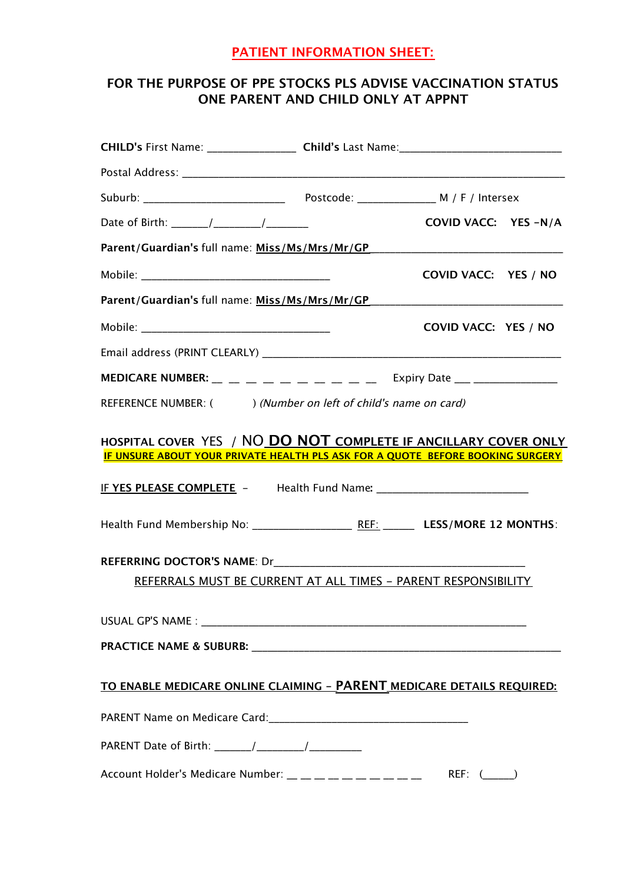# PATIENT INFORMATION SHEET:

## FOR THE PURPOSE OF PPE STOCKS PLS ADVISE VACCINATION STATUS
## ONE PARENT AND CHILD ONLY AT APPNT

**CHILD's** First Name: _______________ **Child's** Last Name:___________________________

Postal Address: ___________________________________________________________________

Suburb: ________________________ Postcode: _____________ M / F / Intersex

Date of Birth: ______/________/_______ **COVID VACC: YES -N/A**

**Parent/Guardian's** full name: **Miss/Ms/Mrs/Mr/GP**________________________________

Mobile: _________________________________ **COVID VACC: YES / NO**

**Parent/Guardian's** full name: **Miss/Ms/Mrs/Mr/GP**________________________________

Mobile: _________________________________ **COVID VACC: YES / NO**

Email address (PRINT CLEARLY) ____________________________________________________

**MEDICARE NUMBER:** __ __ __ __ __ __ __ __ __ __ Expiry Date ___ ______________

REFERENCE NUMBER: ( ) *(Number on left of child's name on card)*

**HOSPITAL COVER** YES / NO **DO NOT COMPLETE IF ANCILLARY COVER ONLY**

**IF UNSURE ABOUT YOUR PRIVATE HEALTH PLS ASK FOR A QUOTE BEFORE BOOKING SURGERY**

IF **YES PLEASE COMPLETE** - Health Fund Name: __________________________

Health Fund Membership No: ________________ REF: _____ **LESS/MORE 12 MONTHS**:

**REFERRING DOCTOR'S NAME**: Dr__________________________________________

REFERRALS MUST BE CURRENT AT ALL TIMES - PARENT RESPONSIBILITY

USUAL GP'S NAME : _____________________________________________________

**PRACTICE NAME & SUBURB:** ______________________________________________________

**TO ENABLE MEDICARE ONLINE CLAIMING - PARENT MEDICARE DETAILS REQUIRED:**

PARENT Name on Medicare Card:___________________________________

PARENT Date of Birth: ______/________/_________

Account Holder's Medicare Number: __ __ __ __ __ __ __ __ __ __ REF: (_____)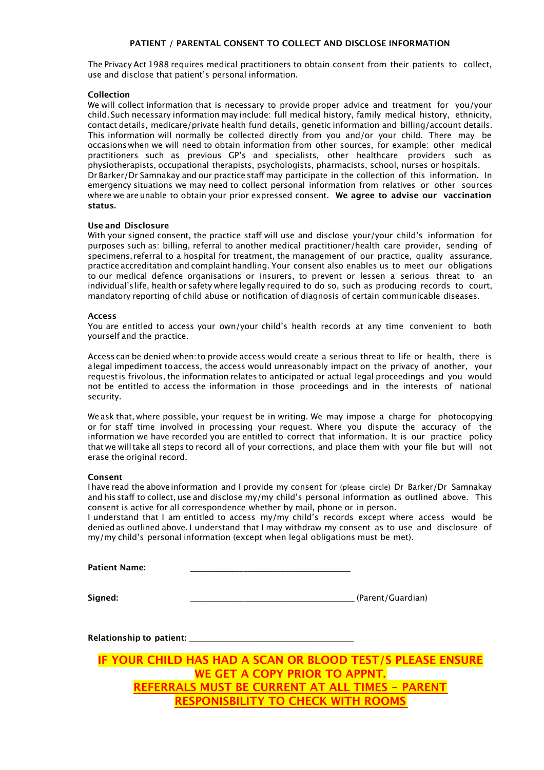## PATIENT / PARENTAL CONSENT TO COLLECT AND DISCLOSE INFORMATION

The Privacy Act 1988 requires medical practitioners to obtain consent from their patients to collect, use and disclose that patient's personal information.

**Collection**

We will collect information that is necessary to provide proper advice and treatment for you/your child. Such necessary information may include: full medical history, family medical history, ethnicity, contact details, medicare/private health fund details, genetic information and billing/account details. This information will normally be collected directly from you and/or your child. There may be occasions when we will need to obtain information from other sources, for example: other medical practitioners such as previous GP's and specialists, other healthcare providers such as physiotherapists, occupational therapists, psychologists, pharmacists, school, nurses or hospitals. Dr Barker/Dr Samnakay and our practice staff may participate in the collection of this information. In emergency situations we may need to collect personal information from relatives or other sources where we are unable to obtain your prior expressed consent. **We agree to advise our vaccination status.**

**Use and Disclosure**

With your signed consent, the practice staff will use and disclose your/your child's information for purposes such as: billing, referral to another medical practitioner/health care provider, sending of specimens, referral to a hospital for treatment, the management of our practice, quality assurance, practice accreditation and complaint handling. Your consent also enables us to meet our obligations to our medical defence organisations or insurers, to prevent or lessen a serious threat to an individual's life, health or safety where legally required to do so, such as producing records to court, mandatory reporting of child abuse or notification of diagnosis of certain communicable diseases.

**Access**

You are entitled to access your own/your child's health records at any time convenient to both yourself and the practice.

Access can be denied when: to provide access would create a serious threat to life or health, there is a legal impediment to access, the access would unreasonably impact on the privacy of another, your request is frivolous, the information relates to anticipated or actual legal proceedings and you would not be entitled to access the information in those proceedings and in the interests of national security.

We ask that, where possible, your request be in writing. We may impose a charge for photocopying or for staff time involved in processing your request. Where you dispute the accuracy of the information we have recorded you are entitled to correct that information. It is our practice policy that we will take all steps to record all of your corrections, and place them with your file but will not erase the original record.

**Consent**

I have read the above information and I provide my consent for (please circle) Dr Barker/Dr Samnakay and his staff to collect, use and disclose my/my child's personal information as outlined above. This consent is active for all correspondence whether by mail, phone or in person.

I understand that I am entitled to access my/my child's records except where access would be denied as outlined above. I understand that I may withdraw my consent as to use and disclosure of my/my child's personal information (except when legal obligations must be met).

**Patient Name:** ___________________________________

**Signed:** ___________________________________ (Parent/Guardian)

**Relationship to patient:** ___________________________________

**IF YOUR CHILD HAS HAD A SCAN OR BLOOD TEST/S PLEASE ENSURE WE GET A COPY PRIOR TO APPNT.**

**REFERRALS MUST BE CURRENT AT ALL TIMES – PARENT RESPONISBILITY TO CHECK WITH ROOMS**